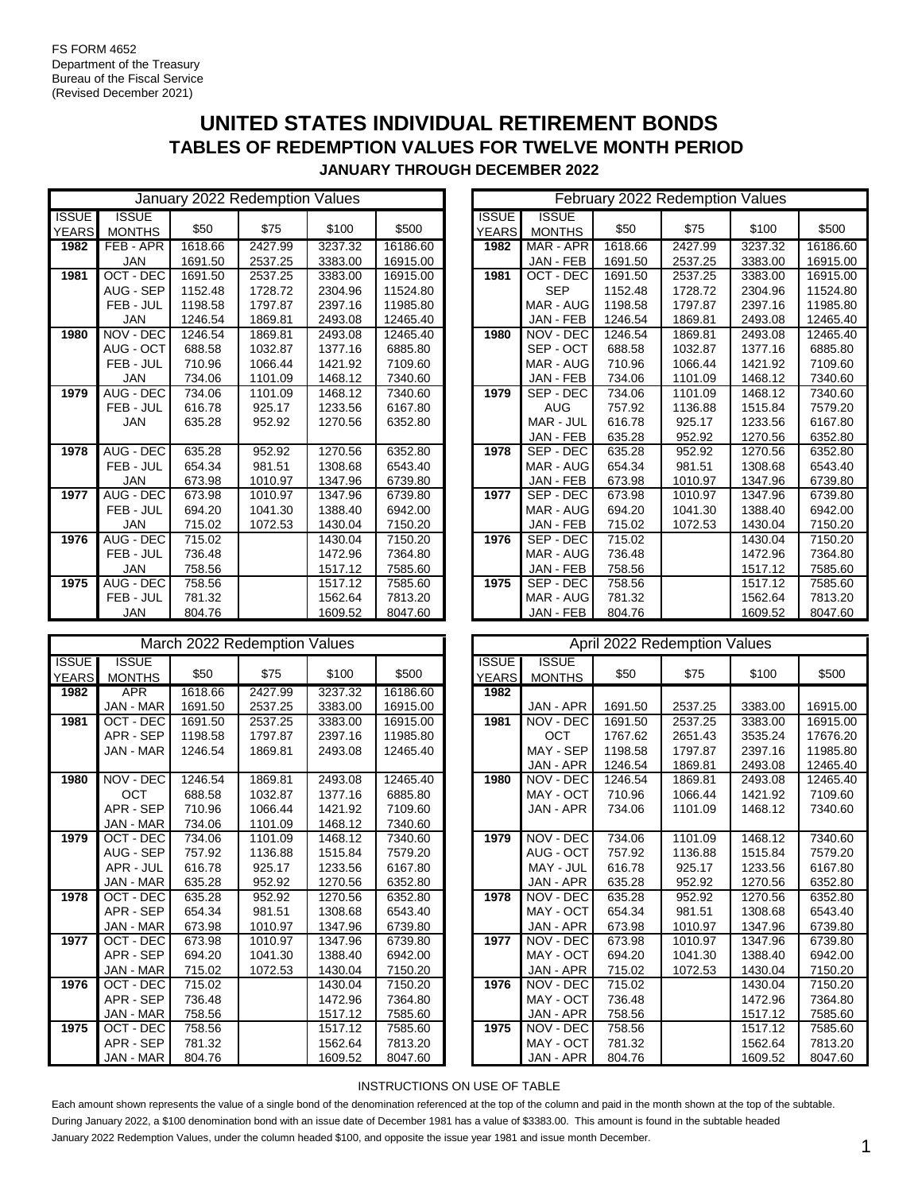FS FORM 4652
Department of the Treasury
Bureau of the Fiscal Service
(Revised December 2021)

# UNITED STATES INDIVIDUAL RETIREMENT BONDS

## TABLES OF REDEMPTION VALUES FOR TWELVE MONTH PERIOD

### JANUARY THROUGH DECEMBER 2022

| January 2022 Redemption Values | | | | | |
|---|---|---|---|---|---|
| ISSUE YEARS | ISSUE MONTHS | $50 | $75 | $100 | $500 |
| **1982** | FEB - APR | 1618.66 | 2427.99 | 3237.32 | 16186.60 |
| | JAN | 1691.50 | 2537.25 | 3383.00 | 16915.00 |
| **1981** | OCT - DEC | 1691.50 | 2537.25 | 3383.00 | 16915.00 |
| | AUG - SEP | 1152.48 | 1728.72 | 2304.96 | 11524.80 |
| | FEB - JUL | 1198.58 | 1797.87 | 2397.16 | 11985.80 |
| | JAN | 1246.54 | 1869.81 | 2493.08 | 12465.40 |
| **1980** | NOV - DEC | 1246.54 | 1869.81 | 2493.08 | 12465.40 |
| | AUG - OCT | 688.58 | 1032.87 | 1377.16 | 6885.80 |
| | FEB - JUL | 710.96 | 1066.44 | 1421.92 | 7109.60 |
| | JAN | 734.06 | 1101.09 | 1468.12 | 7340.60 |
| **1979** | AUG - DEC | 734.06 | 1101.09 | 1468.12 | 7340.60 |
| | FEB - JUL | 616.78 | 925.17 | 1233.56 | 6167.80 |
| | JAN | 635.28 | 952.92 | 1270.56 | 6352.80 |
| **1978** | AUG - DEC | 635.28 | 952.92 | 1270.56 | 6352.80 |
| | FEB - JUL | 654.34 | 981.51 | 1308.68 | 6543.40 |
| | JAN | 673.98 | 1010.97 | 1347.96 | 6739.80 |
| **1977** | AUG - DEC | 673.98 | 1010.97 | 1347.96 | 6739.80 |
| | FEB - JUL | 694.20 | 1041.30 | 1388.40 | 6942.00 |
| | JAN | 715.02 | 1072.53 | 1430.04 | 7150.20 |
| **1976** | AUG - DEC | 715.02 | | 1430.04 | 7150.20 |
| | FEB - JUL | 736.48 | | 1472.96 | 7364.80 |
| | JAN | 758.56 | | 1517.12 | 7585.60 |
| **1975** | AUG - DEC | 758.56 | | 1517.12 | 7585.60 |
| | FEB - JUL | 781.32 | | 1562.64 | 7813.20 |
| | JAN | 804.76 | | 1609.52 | 8047.60 |

| February 2022 Redemption Values | | | | | |
|---|---|---|---|---|---|
| ISSUE YEARS | ISSUE MONTHS | $50 | $75 | $100 | $500 |
| **1982** | MAR - APR | 1618.66 | 2427.99 | 3237.32 | 16186.60 |
| | JAN - FEB | 1691.50 | 2537.25 | 3383.00 | 16915.00 |
| **1981** | OCT - DEC | 1691.50 | 2537.25 | 3383.00 | 16915.00 |
| | SEP | 1152.48 | 1728.72 | 2304.96 | 11524.80 |
| | MAR - AUG | 1198.58 | 1797.87 | 2397.16 | 11985.80 |
| | JAN - FEB | 1246.54 | 1869.81 | 2493.08 | 12465.40 |
| **1980** | NOV - DEC | 1246.54 | 1869.81 | 2493.08 | 12465.40 |
| | SEP - OCT | 688.58 | 1032.87 | 1377.16 | 6885.80 |
| | MAR - AUG | 710.96 | 1066.44 | 1421.92 | 7109.60 |
| | JAN - FEB | 734.06 | 1101.09 | 1468.12 | 7340.60 |
| **1979** | SEP - DEC | 734.06 | 1101.09 | 1468.12 | 7340.60 |
| | AUG | 757.92 | 1136.88 | 1515.84 | 7579.20 |
| | MAR - JUL | 616.78 | 925.17 | 1233.56 | 6167.80 |
| | JAN - FEB | 635.28 | 952.92 | 1270.56 | 6352.80 |
| **1978** | SEP - DEC | 635.28 | 952.92 | 1270.56 | 6352.80 |
| | MAR - AUG | 654.34 | 981.51 | 1308.68 | 6543.40 |
| | JAN - FEB | 673.98 | 1010.97 | 1347.96 | 6739.80 |
| **1977** | SEP - DEC | 673.98 | 1010.97 | 1347.96 | 6739.80 |
| | MAR - AUG | 694.20 | 1041.30 | 1388.40 | 6942.00 |
| | JAN - FEB | 715.02 | 1072.53 | 1430.04 | 7150.20 |
| **1976** | SEP - DEC | 715.02 | | 1430.04 | 7150.20 |
| | MAR - AUG | 736.48 | | 1472.96 | 7364.80 |
| | JAN - FEB | 758.56 | | 1517.12 | 7585.60 |
| **1975** | SEP - DEC | 758.56 | | 1517.12 | 7585.60 |
| | MAR - AUG | 781.32 | | 1562.64 | 7813.20 |
| | JAN - FEB | 804.76 | | 1609.52 | 8047.60 |

| March 2022 Redemption Values | | | | | |
|---|---|---|---|---|---|
| ISSUE YEARS | ISSUE MONTHS | $50 | $75 | $100 | $500 |
| **1982** | APR | 1618.66 | 2427.99 | 3237.32 | 16186.60 |
| | JAN - MAR | 1691.50 | 2537.25 | 3383.00 | 16915.00 |
| **1981** | OCT - DEC | 1691.50 | 2537.25 | 3383.00 | 16915.00 |
| | APR - SEP | 1198.58 | 1797.87 | 2397.16 | 11985.80 |
| | JAN - MAR | 1246.54 | 1869.81 | 2493.08 | 12465.40 |
| **1980** | NOV - DEC | 1246.54 | 1869.81 | 2493.08 | 12465.40 |
| | OCT | 688.58 | 1032.87 | 1377.16 | 6885.80 |
| | APR - SEP | 710.96 | 1066.44 | 1421.92 | 7109.60 |
| | JAN - MAR | 734.06 | 1101.09 | 1468.12 | 7340.60 |
| **1979** | OCT - DEC | 734.06 | 1101.09 | 1468.12 | 7340.60 |
| | AUG - SEP | 757.92 | 1136.88 | 1515.84 | 7579.20 |
| | APR - JUL | 616.78 | 925.17 | 1233.56 | 6167.80 |
| | JAN - MAR | 635.28 | 952.92 | 1270.56 | 6352.80 |
| **1978** | OCT - DEC | 635.28 | 952.92 | 1270.56 | 6352.80 |
| | APR - SEP | 654.34 | 981.51 | 1308.68 | 6543.40 |
| | JAN - MAR | 673.98 | 1010.97 | 1347.96 | 6739.80 |
| **1977** | OCT - DEC | 673.98 | 1010.97 | 1347.96 | 6739.80 |
| | APR - SEP | 694.20 | 1041.30 | 1388.40 | 6942.00 |
| | JAN - MAR | 715.02 | 1072.53 | 1430.04 | 7150.20 |
| **1976** | OCT - DEC | 715.02 | | 1430.04 | 7150.20 |
| | APR - SEP | 736.48 | | 1472.96 | 7364.80 |
| | JAN - MAR | 758.56 | | 1517.12 | 7585.60 |
| **1975** | OCT - DEC | 758.56 | | 1517.12 | 7585.60 |
| | APR - SEP | 781.32 | | 1562.64 | 7813.20 |
| | JAN - MAR | 804.76 | | 1609.52 | 8047.60 |

| April 2022 Redemption Values | | | | | |
|---|---|---|---|---|---|
| ISSUE YEARS | ISSUE MONTHS | $50 | $75 | $100 | $500 |
| **1982** | | | | | |
| | JAN - APR | 1691.50 | 2537.25 | 3383.00 | 16915.00 |
| **1981** | NOV - DEC | 1691.50 | 2537.25 | 3383.00 | 16915.00 |
| | OCT | 1767.62 | 2651.43 | 3535.24 | 17676.20 |
| | MAY - SEP | 1198.58 | 1797.87 | 2397.16 | 11985.80 |
| | JAN - APR | 1246.54 | 1869.81 | 2493.08 | 12465.40 |
| **1980** | NOV - DEC | 1246.54 | 1869.81 | 2493.08 | 12465.40 |
| | MAY - OCT | 710.96 | 1066.44 | 1421.92 | 7109.60 |
| | JAN - APR | 734.06 | 1101.09 | 1468.12 | 7340.60 |
| **1979** | NOV - DEC | 734.06 | 1101.09 | 1468.12 | 7340.60 |
| | AUG - OCT | 757.92 | 1136.88 | 1515.84 | 7579.20 |
| | MAY - JUL | 616.78 | 925.17 | 1233.56 | 6167.80 |
| | JAN - APR | 635.28 | 952.92 | 1270.56 | 6352.80 |
| **1978** | NOV - DEC | 635.28 | 952.92 | 1270.56 | 6352.80 |
| | MAY - OCT | 654.34 | 981.51 | 1308.68 | 6543.40 |
| | JAN - APR | 673.98 | 1010.97 | 1347.96 | 6739.80 |
| **1977** | NOV - DEC | 673.98 | 1010.97 | 1347.96 | 6739.80 |
| | MAY - OCT | 694.20 | 1041.30 | 1388.40 | 6942.00 |
| | JAN - APR | 715.02 | 1072.53 | 1430.04 | 7150.20 |
| **1976** | NOV - DEC | 715.02 | | 1430.04 | 7150.20 |
| | MAY - OCT | 736.48 | | 1472.96 | 7364.80 |
| | JAN - APR | 758.56 | | 1517.12 | 7585.60 |
| **1975** | NOV - DEC | 758.56 | | 1517.12 | 7585.60 |
| | MAY - OCT | 781.32 | | 1562.64 | 7813.20 |
| | JAN - APR | 804.76 | | 1609.52 | 8047.60 |

INSTRUCTIONS ON USE OF TABLE

Each amount shown represents the value of a single bond of the denomination referenced at the top of the column and paid in the month shown at the top of the subtable.
During January 2022, a $100 denomination bond with an issue date of December 1981 has a value of $3383.00. This amount is found in the subtable headed January 2022 Redemption Values, under the column headed $100, and opposite the issue year 1981 and issue month December.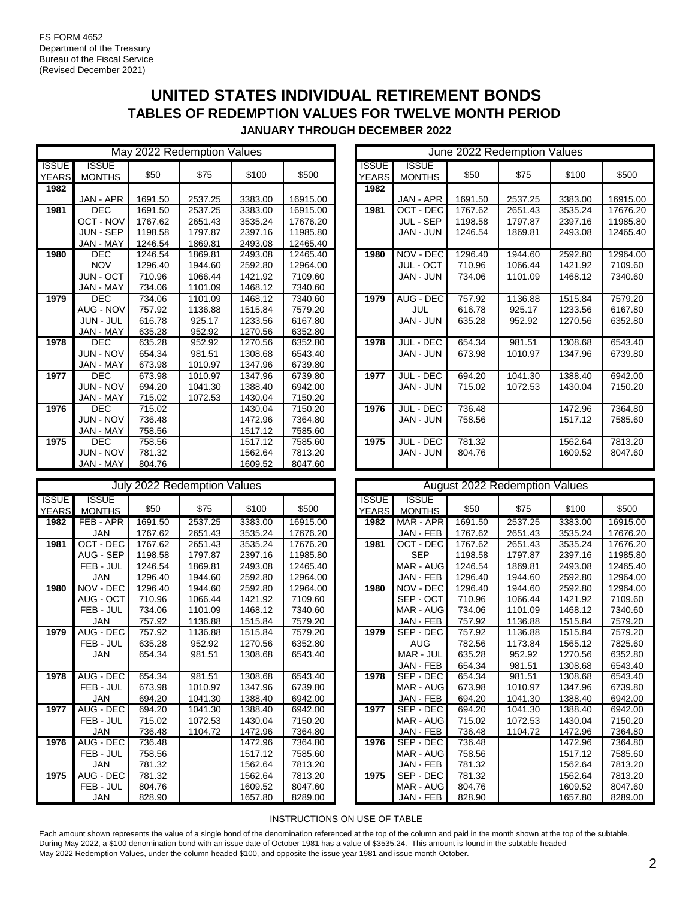FS FORM 4652
Department of the Treasury
Bureau of the Fiscal Service
(Revised December 2021)

# UNITED STATES INDIVIDUAL RETIREMENT BONDS

## TABLES OF REDEMPTION VALUES FOR TWELVE MONTH PERIOD

### JANUARY THROUGH DECEMBER 2022

**May 2022 Redemption Values**

| ISSUE YEARS | ISSUE MONTHS | $50 | $75 | $100 | $500 |
|---|---|---|---|---|---|
| 1982 | JAN - APR | 1691.50 | 2537.25 | 3383.00 | 16915.00 |
| 1981 | DEC | 1691.50 | 2537.25 | 3383.00 | 16915.00 |
| | OCT - NOV | 1767.62 | 2651.43 | 3535.24 | 17676.20 |
| | JUN - SEP | 1198.58 | 1797.87 | 2397.16 | 11985.80 |
| | JAN - MAY | 1246.54 | 1869.81 | 2493.08 | 12465.40 |
| 1980 | DEC | 1246.54 | 1869.81 | 2493.08 | 12465.40 |
| | NOV | 1296.40 | 1944.60 | 2592.80 | 12964.00 |
| | JUN - OCT | 710.96 | 1066.44 | 1421.92 | 7109.60 |
| | JAN - MAY | 734.06 | 1101.09 | 1468.12 | 7340.60 |
| 1979 | DEC | 734.06 | 1101.09 | 1468.12 | 7340.60 |
| | AUG - NOV | 757.92 | 1136.88 | 1515.84 | 7579.20 |
| | JUN - JUL | 616.78 | 925.17 | 1233.56 | 6167.80 |
| | JAN - MAY | 635.28 | 952.92 | 1270.56 | 6352.80 |
| 1978 | DEC | 635.28 | 952.92 | 1270.56 | 6352.80 |
| | JUN - NOV | 654.34 | 981.51 | 1308.68 | 6543.40 |
| | JAN - MAY | 673.98 | 1010.97 | 1347.96 | 6739.80 |
| 1977 | DEC | 673.98 | 1010.97 | 1347.96 | 6739.80 |
| | JUN - NOV | 694.20 | 1041.30 | 1388.40 | 6942.00 |
| | JAN - MAY | 715.02 | 1072.53 | 1430.04 | 7150.20 |
| 1976 | DEC | 715.02 | | 1430.04 | 7150.20 |
| | JUN - NOV | 736.48 | | 1472.96 | 7364.80 |
| | JAN - MAY | 758.56 | | 1517.12 | 7585.60 |
| 1975 | DEC | 758.56 | | 1517.12 | 7585.60 |
| | JUN - NOV | 781.32 | | 1562.64 | 7813.20 |
| | JAN - MAY | 804.76 | | 1609.52 | 8047.60 |

**June 2022 Redemption Values**

| ISSUE YEARS | ISSUE MONTHS | $50 | $75 | $100 | $500 |
|---|---|---|---|---|---|
| 1982 | JAN - APR | 1691.50 | 2537.25 | 3383.00 | 16915.00 |
| 1981 | OCT - DEC | 1767.62 | 2651.43 | 3535.24 | 17676.20 |
| | JUL - SEP | 1198.58 | 1797.87 | 2397.16 | 11985.80 |
| | JAN - JUN | 1246.54 | 1869.81 | 2493.08 | 12465.40 |
| 1980 | NOV - DEC | 1296.40 | 1944.60 | 2592.80 | 12964.00 |
| | JUL - OCT | 710.96 | 1066.44 | 1421.92 | 7109.60 |
| | JAN - JUN | 734.06 | 1101.09 | 1468.12 | 7340.60 |
| 1979 | AUG - DEC | 757.92 | 1136.88 | 1515.84 | 7579.20 |
| | JUL | 616.78 | 925.17 | 1233.56 | 6167.80 |
| | JAN - JUN | 635.28 | 952.92 | 1270.56 | 6352.80 |
| 1978 | JUL - DEC | 654.34 | 981.51 | 1308.68 | 6543.40 |
| | JAN - JUN | 673.98 | 1010.97 | 1347.96 | 6739.80 |
| 1977 | JUL - DEC | 694.20 | 1041.30 | 1388.40 | 6942.00 |
| | JAN - JUN | 715.02 | 1072.53 | 1430.04 | 7150.20 |
| 1976 | JUL - DEC | 736.48 | | 1472.96 | 7364.80 |
| | JAN - JUN | 758.56 | | 1517.12 | 7585.60 |
| 1975 | JUL - DEC | 781.32 | | 1562.64 | 7813.20 |
| | JAN - JUN | 804.76 | | 1609.52 | 8047.60 |

**July 2022 Redemption Values**

| ISSUE YEARS | ISSUE MONTHS | $50 | $75 | $100 | $500 |
|---|---|---|---|---|---|
| 1982 | FEB - APR | 1691.50 | 2537.25 | 3383.00 | 16915.00 |
| | JAN | 1767.62 | 2651.43 | 3535.24 | 17676.20 |
| 1981 | OCT - DEC | 1767.62 | 2651.43 | 3535.24 | 17676.20 |
| | AUG - SEP | 1198.58 | 1797.87 | 2397.16 | 11985.80 |
| | FEB - JUL | 1246.54 | 1869.81 | 2493.08 | 12465.40 |
| | JAN | 1296.40 | 1944.60 | 2592.80 | 12964.00 |
| 1980 | NOV - DEC | 1296.40 | 1944.60 | 2592.80 | 12964.00 |
| | AUG - OCT | 710.96 | 1066.44 | 1421.92 | 7109.60 |
| | FEB - JUL | 734.06 | 1101.09 | 1468.12 | 7340.60 |
| | JAN | 757.92 | 1136.88 | 1515.84 | 7579.20 |
| 1979 | AUG - DEC | 757.92 | 1136.88 | 1515.84 | 7579.20 |
| | FEB - JUL | 635.28 | 952.92 | 1270.56 | 6352.80 |
| | JAN | 654.34 | 981.51 | 1308.68 | 6543.40 |
| 1978 | AUG - DEC | 654.34 | 981.51 | 1308.68 | 6543.40 |
| | FEB - JUL | 673.98 | 1010.97 | 1347.96 | 6739.80 |
| | JAN | 694.20 | 1041.30 | 1388.40 | 6942.00 |
| 1977 | AUG - DEC | 694.20 | 1041.30 | 1388.40 | 6942.00 |
| | FEB - JUL | 715.02 | 1072.53 | 1430.04 | 7150.20 |
| | JAN | 736.48 | 1104.72 | 1472.96 | 7364.80 |
| 1976 | AUG - DEC | 736.48 | | 1472.96 | 7364.80 |
| | FEB - JUL | 758.56 | | 1517.12 | 7585.60 |
| | JAN | 781.32 | | 1562.64 | 7813.20 |
| 1975 | AUG - DEC | 781.32 | | 1562.64 | 7813.20 |
| | FEB - JUL | 804.76 | | 1609.52 | 8047.60 |
| | JAN | 828.90 | | 1657.80 | 8289.00 |

**August 2022 Redemption Values**

| ISSUE YEARS | ISSUE MONTHS | $50 | $75 | $100 | $500 |
|---|---|---|---|---|---|
| 1982 | MAR - APR | 1691.50 | 2537.25 | 3383.00 | 16915.00 |
| | JAN - FEB | 1767.62 | 2651.43 | 3535.24 | 17676.20 |
| 1981 | OCT - DEC | 1767.62 | 2651.43 | 3535.24 | 17676.20 |
| | SEP | 1198.58 | 1797.87 | 2397.16 | 11985.80 |
| | MAR - AUG | 1246.54 | 1869.81 | 2493.08 | 12465.40 |
| | JAN - FEB | 1296.40 | 1944.60 | 2592.80 | 12964.00 |
| 1980 | NOV - DEC | 1296.40 | 1944.60 | 2592.80 | 12964.00 |
| | SEP - OCT | 710.96 | 1066.44 | 1421.92 | 7109.60 |
| | MAR - AUG | 734.06 | 1101.09 | 1468.12 | 7340.60 |
| | JAN - FEB | 757.92 | 1136.88 | 1515.84 | 7579.20 |
| 1979 | SEP - DEC | 757.92 | 1136.88 | 1515.84 | 7579.20 |
| | AUG | 782.56 | 1173.84 | 1565.12 | 7825.60 |
| | MAR - JUL | 635.28 | 952.92 | 1270.56 | 6352.80 |
| | JAN - FEB | 654.34 | 981.51 | 1308.68 | 6543.40 |
| 1978 | SEP - DEC | 654.34 | 981.51 | 1308.68 | 6543.40 |
| | MAR - AUG | 673.98 | 1010.97 | 1347.96 | 6739.80 |
| | JAN - FEB | 694.20 | 1041.30 | 1388.40 | 6942.00 |
| 1977 | SEP - DEC | 694.20 | 1041.30 | 1388.40 | 6942.00 |
| | MAR - AUG | 715.02 | 1072.53 | 1430.04 | 7150.20 |
| | JAN - FEB | 736.48 | 1104.72 | 1472.96 | 7364.80 |
| 1976 | SEP - DEC | 736.48 | | 1472.96 | 7364.80 |
| | MAR - AUG | 758.56 | | 1517.12 | 7585.60 |
| | JAN - FEB | 781.32 | | 1562.64 | 7813.20 |
| 1975 | SEP - DEC | 781.32 | | 1562.64 | 7813.20 |
| | MAR - AUG | 804.76 | | 1609.52 | 8047.60 |
| | JAN - FEB | 828.90 | | 1657.80 | 8289.00 |

INSTRUCTIONS ON USE OF TABLE

Each amount shown represents the value of a single bond of the denomination referenced at the top of the column and paid in the month shown at the top of the subtable. During May 2022, a $100 denomination bond with an issue date of October 1981 has a value of $3535.24. This amount is found in the subtable headed May 2022 Redemption Values, under the column headed $100, and opposite the issue year 1981 and issue month October.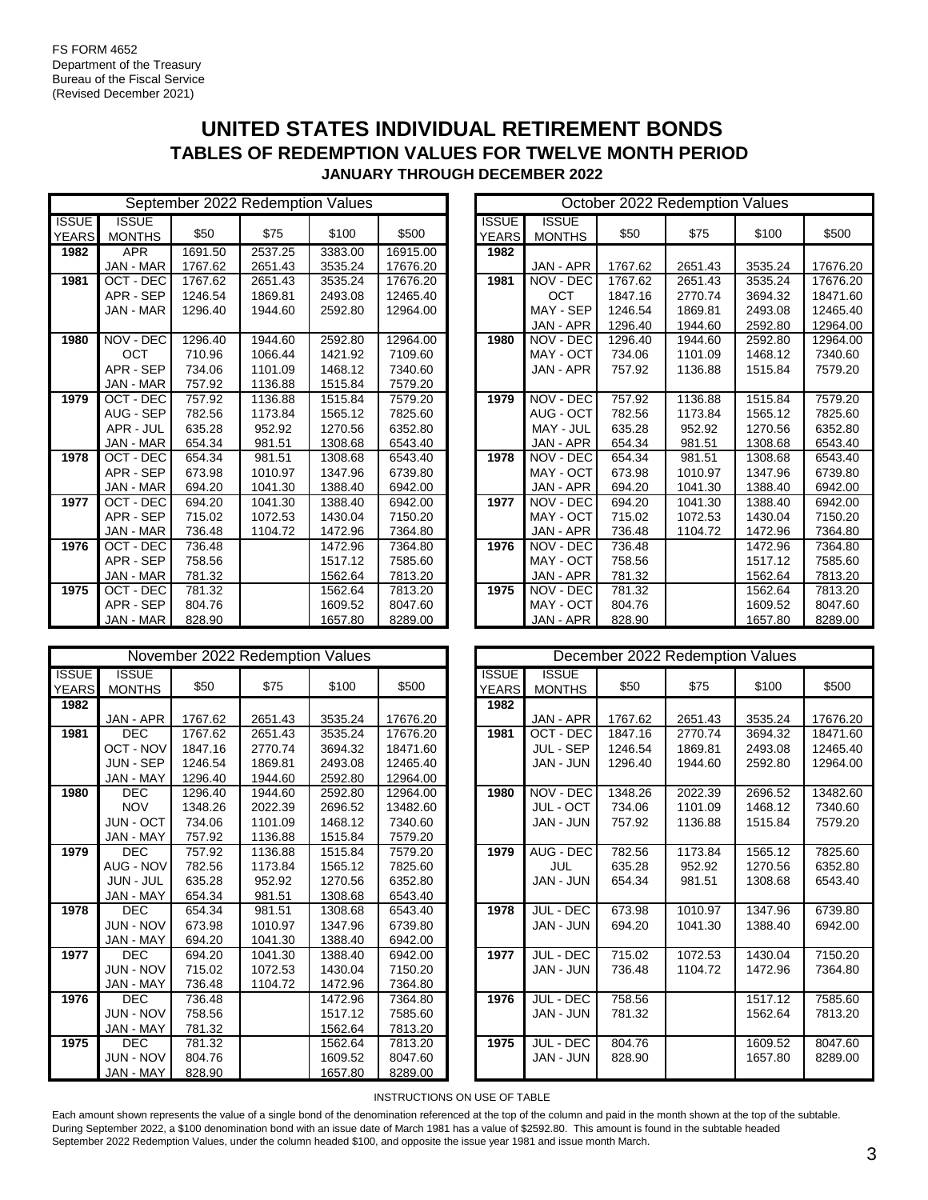FS FORM 4652
Department of the Treasury
Bureau of the Fiscal Service
(Revised December 2021)

# UNITED STATES INDIVIDUAL RETIREMENT BONDS

## TABLES OF REDEMPTION VALUES FOR TWELVE MONTH PERIOD

### JANUARY THROUGH DECEMBER 2022

**September 2022 Redemption Values**

| ISSUE YEARS | ISSUE MONTHS | $50 | $75 | $100 | $500 |
|---|---|---|---|---|---|
| 1982 | APR | 1691.50 | 2537.25 | 3383.00 | 16915.00 |
| | JAN - MAR | 1767.62 | 2651.43 | 3535.24 | 17676.20 |
| 1981 | OCT - DEC | 1767.62 | 2651.43 | 3535.24 | 17676.20 |
| | APR - SEP | 1246.54 | 1869.81 | 2493.08 | 12465.40 |
| | JAN - MAR | 1296.40 | 1944.60 | 2592.80 | 12964.00 |
| 1980 | NOV - DEC | 1296.40 | 1944.60 | 2592.80 | 12964.00 |
| | OCT | 710.96 | 1066.44 | 1421.92 | 7109.60 |
| | APR - SEP | 734.06 | 1101.09 | 1468.12 | 7340.60 |
| | JAN - MAR | 757.92 | 1136.88 | 1515.84 | 7579.20 |
| 1979 | OCT - DEC | 757.92 | 1136.88 | 1515.84 | 7579.20 |
| | AUG - SEP | 782.56 | 1173.84 | 1565.12 | 7825.60 |
| | APR - JUL | 635.28 | 952.92 | 1270.56 | 6352.80 |
| | JAN - MAR | 654.34 | 981.51 | 1308.68 | 6543.40 |
| 1978 | OCT - DEC | 654.34 | 981.51 | 1308.68 | 6543.40 |
| | APR - SEP | 673.98 | 1010.97 | 1347.96 | 6739.80 |
| | JAN - MAR | 694.20 | 1041.30 | 1388.40 | 6942.00 |
| 1977 | OCT - DEC | 694.20 | 1041.30 | 1388.40 | 6942.00 |
| | APR - SEP | 715.02 | 1072.53 | 1430.04 | 7150.20 |
| | JAN - MAR | 736.48 | 1104.72 | 1472.96 | 7364.80 |
| 1976 | OCT - DEC | 736.48 | | 1472.96 | 7364.80 |
| | APR - SEP | 758.56 | | 1517.12 | 7585.60 |
| | JAN - MAR | 781.32 | | 1562.64 | 7813.20 |
| 1975 | OCT - DEC | 781.32 | | 1562.64 | 7813.20 |
| | APR - SEP | 804.76 | | 1609.52 | 8047.60 |
| | JAN - MAR | 828.90 | | 1657.80 | 8289.00 |

**October 2022 Redemption Values**

| ISSUE YEARS | ISSUE MONTHS | $50 | $75 | $100 | $500 |
|---|---|---|---|---|---|
| 1982 | | | | | |
| | JAN - APR | 1767.62 | 2651.43 | 3535.24 | 17676.20 |
| 1981 | NOV - DEC | 1767.62 | 2651.43 | 3535.24 | 17676.20 |
| | OCT | 1847.16 | 2770.74 | 3694.32 | 18471.60 |
| | MAY - SEP | 1246.54 | 1869.81 | 2493.08 | 12465.40 |
| | JAN - APR | 1296.40 | 1944.60 | 2592.80 | 12964.00 |
| 1980 | NOV - DEC | 1296.40 | 1944.60 | 2592.80 | 12964.00 |
| | MAY - OCT | 734.06 | 1101.09 | 1468.12 | 7340.60 |
| | JAN - APR | 757.92 | 1136.88 | 1515.84 | 7579.20 |
| 1979 | NOV - DEC | 757.92 | 1136.88 | 1515.84 | 7579.20 |
| | AUG - OCT | 782.56 | 1173.84 | 1565.12 | 7825.60 |
| | MAY - JUL | 635.28 | 952.92 | 1270.56 | 6352.80 |
| | JAN - APR | 654.34 | 981.51 | 1308.68 | 6543.40 |
| 1978 | NOV - DEC | 654.34 | 981.51 | 1308.68 | 6543.40 |
| | MAY - OCT | 673.98 | 1010.97 | 1347.96 | 6739.80 |
| | JAN - APR | 694.20 | 1041.30 | 1388.40 | 6942.00 |
| 1977 | NOV - DEC | 694.20 | 1041.30 | 1388.40 | 6942.00 |
| | MAY - OCT | 715.02 | 1072.53 | 1430.04 | 7150.20 |
| | JAN - APR | 736.48 | 1104.72 | 1472.96 | 7364.80 |
| 1976 | NOV - DEC | 736.48 | | 1472.96 | 7364.80 |
| | MAY - OCT | 758.56 | | 1517.12 | 7585.60 |
| | JAN - APR | 781.32 | | 1562.64 | 7813.20 |
| 1975 | NOV - DEC | 781.32 | | 1562.64 | 7813.20 |
| | MAY - OCT | 804.76 | | 1609.52 | 8047.60 |
| | JAN - APR | 828.90 | | 1657.80 | 8289.00 |

**November 2022 Redemption Values**

| ISSUE YEARS | ISSUE MONTHS | $50 | $75 | $100 | $500 |
|---|---|---|---|---|---|
| 1982 | | | | | |
| | JAN - APR | 1767.62 | 2651.43 | 3535.24 | 17676.20 |
| 1981 | DEC | 1767.62 | 2651.43 | 3535.24 | 17676.20 |
| | OCT - NOV | 1847.16 | 2770.74 | 3694.32 | 18471.60 |
| | JUN - SEP | 1246.54 | 1869.81 | 2493.08 | 12465.40 |
| | JAN - MAY | 1296.40 | 1944.60 | 2592.80 | 12964.00 |
| 1980 | DEC | 1296.40 | 1944.60 | 2592.80 | 12964.00 |
| | NOV | 1348.26 | 2022.39 | 2696.52 | 13482.60 |
| | JUN - OCT | 734.06 | 1101.09 | 1468.12 | 7340.60 |
| | JAN - MAY | 757.92 | 1136.88 | 1515.84 | 7579.20 |
| 1979 | DEC | 757.92 | 1136.88 | 1515.84 | 7579.20 |
| | AUG - NOV | 782.56 | 1173.84 | 1565.12 | 7825.60 |
| | JUN - JUL | 635.28 | 952.92 | 1270.56 | 6352.80 |
| | JAN - MAY | 654.34 | 981.51 | 1308.68 | 6543.40 |
| 1978 | DEC | 654.34 | 981.51 | 1308.68 | 6543.40 |
| | JUN - NOV | 673.98 | 1010.97 | 1347.96 | 6739.80 |
| | JAN - MAY | 694.20 | 1041.30 | 1388.40 | 6942.00 |
| 1977 | DEC | 694.20 | 1041.30 | 1388.40 | 6942.00 |
| | JUN - NOV | 715.02 | 1072.53 | 1430.04 | 7150.20 |
| | JAN - MAY | 736.48 | 1104.72 | 1472.96 | 7364.80 |
| 1976 | DEC | 736.48 | | 1472.96 | 7364.80 |
| | JUN - NOV | 758.56 | | 1517.12 | 7585.60 |
| | JAN - MAY | 781.32 | | 1562.64 | 7813.20 |
| 1975 | DEC | 781.32 | | 1562.64 | 7813.20 |
| | JUN - NOV | 804.76 | | 1609.52 | 8047.60 |
| | JAN - MAY | 828.90 | | 1657.80 | 8289.00 |

**December 2022 Redemption Values**

| ISSUE YEARS | ISSUE MONTHS | $50 | $75 | $100 | $500 |
|---|---|---|---|---|---|
| 1982 | | | | | |
| | JAN - APR | 1767.62 | 2651.43 | 3535.24 | 17676.20 |
| 1981 | OCT - DEC | 1847.16 | 2770.74 | 3694.32 | 18471.60 |
| | JUL - SEP | 1246.54 | 1869.81 | 2493.08 | 12465.40 |
| | JAN - JUN | 1296.40 | 1944.60 | 2592.80 | 12964.00 |
| 1980 | NOV - DEC | 1348.26 | 2022.39 | 2696.52 | 13482.60 |
| | JUL - OCT | 734.06 | 1101.09 | 1468.12 | 7340.60 |
| | JAN - JUN | 757.92 | 1136.88 | 1515.84 | 7579.20 |
| 1979 | AUG - DEC | 782.56 | 1173.84 | 1565.12 | 7825.60 |
| | JUL | 635.28 | 952.92 | 1270.56 | 6352.80 |
| | JAN - JUN | 654.34 | 981.51 | 1308.68 | 6543.40 |
| 1978 | JUL - DEC | 673.98 | 1010.97 | 1347.96 | 6739.80 |
| | JAN - JUN | 694.20 | 1041.30 | 1388.40 | 6942.00 |
| 1977 | JUL - DEC | 715.02 | 1072.53 | 1430.04 | 7150.20 |
| | JAN - JUN | 736.48 | 1104.72 | 1472.96 | 7364.80 |
| 1976 | JUL - DEC | 758.56 | | 1517.12 | 7585.60 |
| | JAN - JUN | 781.32 | | 1562.64 | 7813.20 |
| 1975 | JUL - DEC | 804.76 | | 1609.52 | 8047.60 |
| | JAN - JUN | 828.90 | | 1657.80 | 8289.00 |

INSTRUCTIONS ON USE OF TABLE

Each amount shown represents the value of a single bond of the denomination referenced at the top of the column and paid in the month shown at the top of the subtable. During September 2022, a $100 denomination bond with an issue date of March 1981 has a value of $2592.80. This amount is found in the subtable headed September 2022 Redemption Values, under the column headed $100, and opposite the issue year 1981 and issue month March.